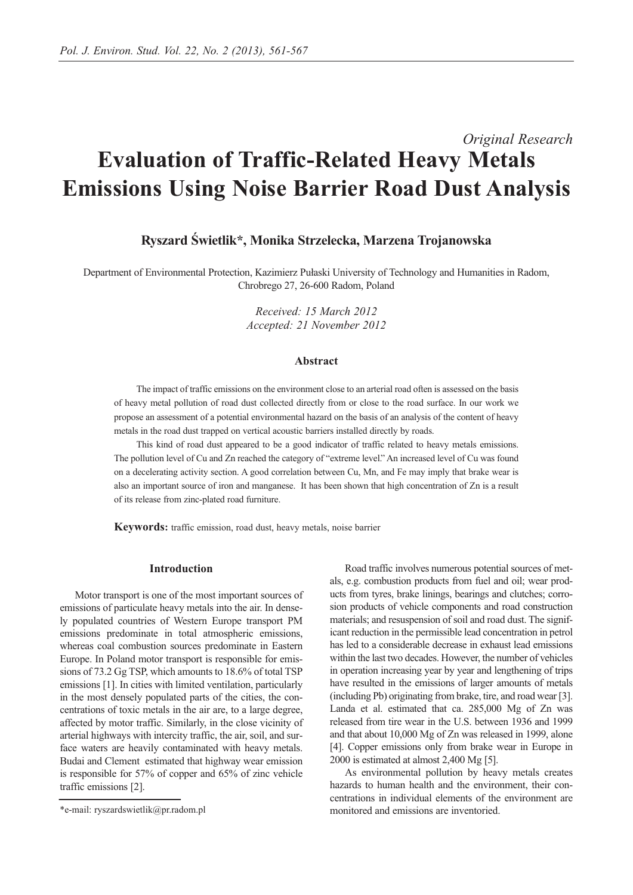*Original Research*

# Evaluation of Traffic-Related Heavy Metals Emissions Using Noise Barrier Road Dust Analysis

**Ryszard Świetlik*, Monika Strzelecka, Marzena Trojanowska**

Department of Environmental Protection, Kazimierz Pułaski University of Technology and Humanities in Radom, Chrobrego 27, 26-600 Radom, Poland

*Received: 15 March 2012*
*Accepted: 21 November 2012*

### Abstract

The impact of traffic emissions on the environment close to an arterial road often is assessed on the basis of heavy metal pollution of road dust collected directly from or close to the road surface. In our work we propose an assessment of a potential environmental hazard on the basis of an analysis of the content of heavy metals in the road dust trapped on vertical acoustic barriers installed directly by roads.

This kind of road dust appeared to be a good indicator of traffic related to heavy metals emissions. The pollution level of Cu and Zn reached the category of "extreme level." An increased level of Cu was found on a decelerating activity section. A good correlation between Cu, Mn, and Fe may imply that brake wear is also an important source of iron and manganese. It has been shown that high concentration of Zn is a result of its release from zinc-plated road furniture.

**Keywords:** traffic emission, road dust, heavy metals, noise barrier

## Introduction

Motor transport is one of the most important sources of emissions of particulate heavy metals into the air. In densely populated countries of Western Europe transport PM emissions predominate in total atmospheric emissions, whereas coal combustion sources predominate in Eastern Europe. In Poland motor transport is responsible for emissions of 73.2 Gg TSP, which amounts to 18.6% of total TSP emissions [1]. In cities with limited ventilation, particularly in the most densely populated parts of the cities, the concentrations of toxic metals in the air are, to a large degree, affected by motor traffic. Similarly, in the close vicinity of arterial highways with intercity traffic, the air, soil, and surface waters are heavily contaminated with heavy metals. Budai and Clement estimated that highway wear emission is responsible for 57% of copper and 65% of zinc vehicle traffic emissions [2].

Road traffic involves numerous potential sources of metals, e.g. combustion products from fuel and oil; wear products from tyres, brake linings, bearings and clutches; corrosion products of vehicle components and road construction materials; and resuspension of soil and road dust. The significant reduction in the permissible lead concentration in petrol has led to a considerable decrease in exhaust lead emissions within the last two decades. However, the number of vehicles in operation increasing year by year and lengthening of trips have resulted in the emissions of larger amounts of metals (including Pb) originating from brake, tire, and road wear [3]. Landa et al. estimated that ca. 285,000 Mg of Zn was released from tire wear in the U.S. between 1936 and 1999 and that about 10,000 Mg of Zn was released in 1999, alone [4]. Copper emissions only from brake wear in Europe in 2000 is estimated at almost 2,400 Mg [5].

As environmental pollution by heavy metals creates hazards to human health and the environment, their concentrations in individual elements of the environment are monitored and emissions are inventoried.

*e-mail: ryszardswietlik@pr.radom.pl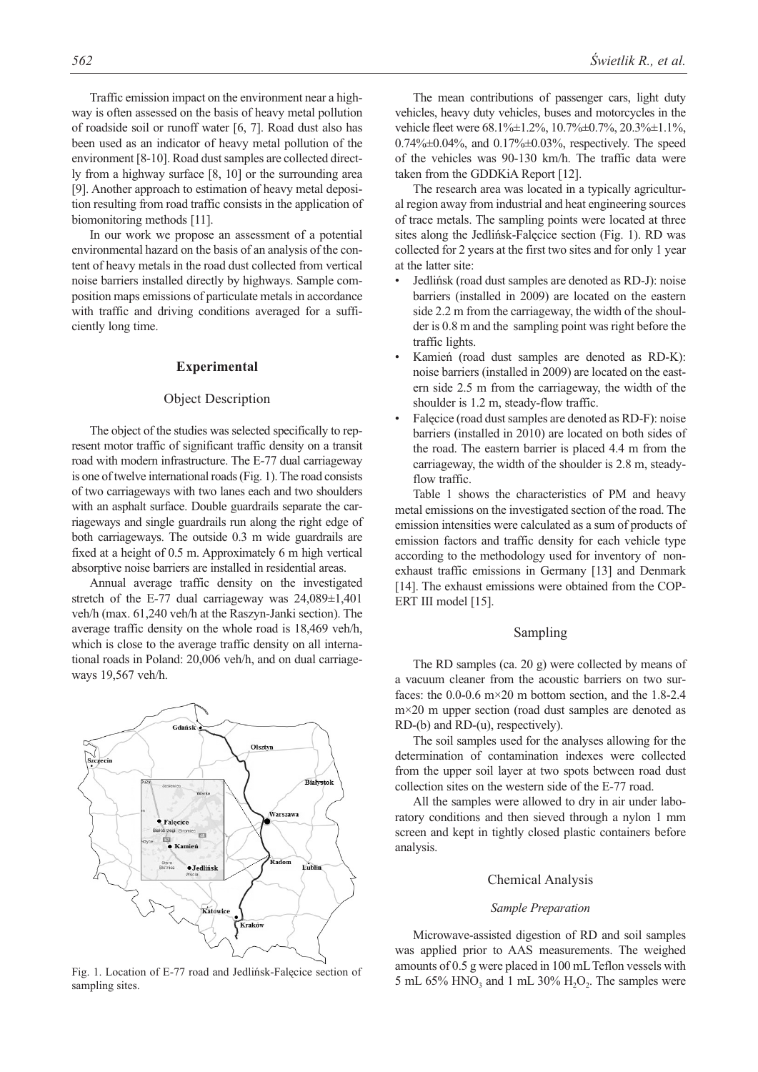Traffic emission impact on the environment near a highway is often assessed on the basis of heavy metal pollution of roadside soil or runoff water [6, 7]. Road dust also has been used as an indicator of heavy metal pollution of the environment [8-10]. Road dust samples are collected directly from a highway surface [8, 10] or the surrounding area [9]. Another approach to estimation of heavy metal deposition resulting from road traffic consists in the application of biomonitoring methods [11].

In our work we propose an assessment of a potential environmental hazard on the basis of an analysis of the content of heavy metals in the road dust collected from vertical noise barriers installed directly by highways. Sample composition maps emissions of particulate metals in accordance with traffic and driving conditions averaged for a sufficiently long time.

## Experimental

### Object Description

The object of the studies was selected specifically to represent motor traffic of significant traffic density on a transit road with modern infrastructure. The E-77 dual carriageway is one of twelve international roads (Fig. 1). The road consists of two carriageways with two lanes each and two shoulders with an asphalt surface. Double guardrails separate the carriageways and single guardrails run along the right edge of both carriageways. The outside 0.3 m wide guardrails are fixed at a height of 0.5 m. Approximately 6 m high vertical absorptive noise barriers are installed in residential areas.

Annual average traffic density on the investigated stretch of the E-77 dual carriageway was 24,089±1,401 veh/h (max. 61,240 veh/h at the Raszyn-Janki section). The average traffic density on the whole road is 18,469 veh/h, which is close to the average traffic density on all international roads in Poland: 20,006 veh/h, and on dual carriageways 19,567 veh/h.

Fig. 1. Location of E-77 road and Jedlińsk-Falęcice section of sampling sites.

The mean contributions of passenger cars, light duty vehicles, heavy duty vehicles, buses and motorcycles in the vehicle fleet were 68.1%±1.2%, 10.7%±0.7%, 20.3%±1.1%, 0.74%±0.04%, and 0.17%±0.03%, respectively. The speed of the vehicles was 90-130 km/h. The traffic data were taken from the GDDKiA Report [12].

The research area was located in a typically agricultural region away from industrial and heat engineering sources of trace metals. The sampling points were located at three sites along the Jedlińsk-Falęcice section (Fig. 1). RD was collected for 2 years at the first two sites and for only 1 year at the latter site:

- Jedlińsk (road dust samples are denoted as RD-J): noise barriers (installed in 2009) are located on the eastern side 2.2 m from the carriageway, the width of the shoulder is 0.8 m and the sampling point was right before the traffic lights.
- Kamień (road dust samples are denoted as RD-K): noise barriers (installed in 2009) are located on the eastern side 2.5 m from the carriageway, the width of the shoulder is 1.2 m, steady-flow traffic.
- Falęcice (road dust samples are denoted as RD-F): noise barriers (installed in 2010) are located on both sides of the road. The eastern barrier is placed 4.4 m from the carriageway, the width of the shoulder is 2.8 m, steady-flow traffic.

Table 1 shows the characteristics of PM and heavy metal emissions on the investigated section of the road. The emission intensities were calculated as a sum of products of emission factors and traffic density for each vehicle type according to the methodology used for inventory of non-exhaust traffic emissions in Germany [13] and Denmark [14]. The exhaust emissions were obtained from the COPERT III model [15].

### Sampling

The RD samples (ca. 20 g) were collected by means of a vacuum cleaner from the acoustic barriers on two surfaces: the 0.0-0.6 m×20 m bottom section, and the 1.8-2.4 m×20 m upper section (road dust samples are denoted as RD-(b) and RD-(u), respectively).

The soil samples used for the analyses allowing for the determination of contamination indexes were collected from the upper soil layer at two spots between road dust collection sites on the western side of the E-77 road.

All the samples were allowed to dry in air under laboratory conditions and then sieved through a nylon 1 mm screen and kept in tightly closed plastic containers before analysis.

### Chemical Analysis

#### *Sample Preparation*

Microwave-assisted digestion of RD and soil samples was applied prior to AAS measurements. The weighed amounts of 0.5 g were placed in 100 mL Teflon vessels with 5 mL 65% $HNO_3$ and 1 mL 30% $H_2O_2$. The samples were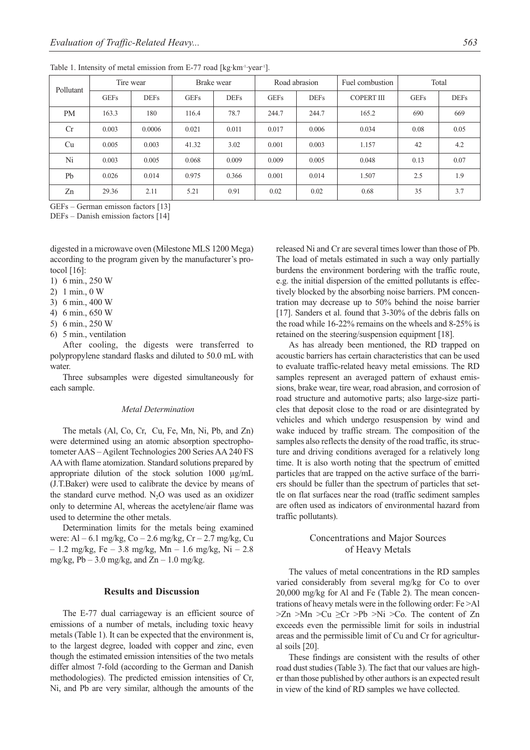Table 1. Intensity of metal emission from E-77 road [kg·km$^{-1}$·year$^{-1}$].

| Pollutant | Tire wear | | Brake wear | | Road abrasion | | Fuel combustion | Total | |
|---|---|---|---|---|---|---|---|---|---|
| | GEFs | DEFs | GEFs | DEFs | GEFs | DEFs | COPERT III | GEFs | DEFs |
| PM | 163.3 | 180 | 116.4 | 78.7 | 244.7 | 244.7 | 165.2 | 690 | 669 |
| Cr | 0.003 | 0.0006 | 0.021 | 0.011 | 0.017 | 0.006 | 0.034 | 0.08 | 0.05 |
| Cu | 0.005 | 0.003 | 41.32 | 3.02 | 0.001 | 0.003 | 1.157 | 42 | 4.2 |
| Ni | 0.003 | 0.005 | 0.068 | 0.009 | 0.009 | 0.005 | 0.048 | 0.13 | 0.07 |
| Pb | 0.026 | 0.014 | 0.975 | 0.366 | 0.001 | 0.014 | 1.507 | 2.5 | 1.9 |
| Zn | 29.36 | 2.11 | 5.21 | 0.91 | 0.02 | 0.02 | 0.68 | 35 | 3.7 |

GEFs – German emisson factors [13]
DEFs – Danish emission factors [14]

digested in a microwave oven (Milestone MLS 1200 Mega) according to the program given by the manufacturer's protocol [16]:

1) 6 min., 250 W
2) 1 min., 0 W
3) 6 min., 400 W
4) 6 min., 650 W
5) 6 min., 250 W
6) 5 min., ventilation

After cooling, the digests were transferred to polypropylene standard flasks and diluted to 50.0 mL with water.

Three subsamples were digested simultaneously for each sample.

### *Metal Determination*

The metals (Al, Co, Cr, Cu, Fe, Mn, Ni, Pb, and Zn) were determined using an atomic absorption spectrophotometer AAS – Agilent Technologies 200 Series AA 240 FS AA with flame atomization. Standard solutions prepared by appropriate dilution of the stock solution 1000 µg/mL (J.T.Baker) were used to calibrate the device by means of the standard curve method. $N_2O$ was used as an oxidizer only to determine Al, whereas the acetylene/air flame was used to determine the other metals.

Determination limits for the metals being examined were: Al – 6.1 mg/kg, Co – 2.6 mg/kg, Cr – 2.7 mg/kg, Cu – 1.2 mg/kg, Fe – 3.8 mg/kg, Mn – 1.6 mg/kg, Ni – 2.8 mg/kg, Pb – 3.0 mg/kg, and Zn – 1.0 mg/kg.

## Results and Discussion

The E-77 dual carriageway is an efficient source of emissions of a number of metals, including toxic heavy metals (Table 1). It can be expected that the environment is, to the largest degree, loaded with copper and zinc, even though the estimated emission intensities of the two metals differ almost 7-fold (according to the German and Danish methodologies). The predicted emission intensities of Cr, Ni, and Pb are very similar, although the amounts of the released Ni and Cr are several times lower than those of Pb. The load of metals estimated in such a way only partially burdens the environment bordering with the traffic route, e.g. the initial dispersion of the emitted pollutants is effectively blocked by the absorbing noise barriers. PM concentration may decrease up to 50% behind the noise barrier [17]. Sanders et al. found that 3-30% of the debris falls on the road while 16-22% remains on the wheels and 8-25% is retained on the steering/suspension equipment [18].

As has already been mentioned, the RD trapped on acoustic barriers has certain characteristics that can be used to evaluate traffic-related heavy metal emissions. The RD samples represent an averaged pattern of exhaust emissions, brake wear, tire wear, road abrasion, and corrosion of road structure and automotive parts; also large-size particles that deposit close to the road or are disintegrated by vehicles and which undergo resuspension by wind and wake induced by traffic stream. The composition of the samples also reflects the density of the road traffic, its structure and driving conditions averaged for a relatively long time. It is also worth noting that the spectrum of emitted particles that are trapped on the active surface of the barriers should be fuller than the spectrum of particles that settle on flat surfaces near the road (traffic sediment samples are often used as indicators of environmental hazard from traffic pollutants).

### Concentrations and Major Sources of Heavy Metals

The values of metal concentrations in the RD samples varied considerably from several mg/kg for Co to over 20,000 mg/kg for Al and Fe (Table 2). The mean concentrations of heavy metals were in the following order: Fe >Al >Zn >Mn >Cu ≥Cr >Pb >Ni >Co. The content of Zn exceeds even the permissible limit for soils in industrial areas and the permissible limit of Cu and Cr for agricultural soils [20].

These findings are consistent with the results of other road dust studies (Table 3). The fact that our values are higher than those published by other authors is an expected result in view of the kind of RD samples we have collected.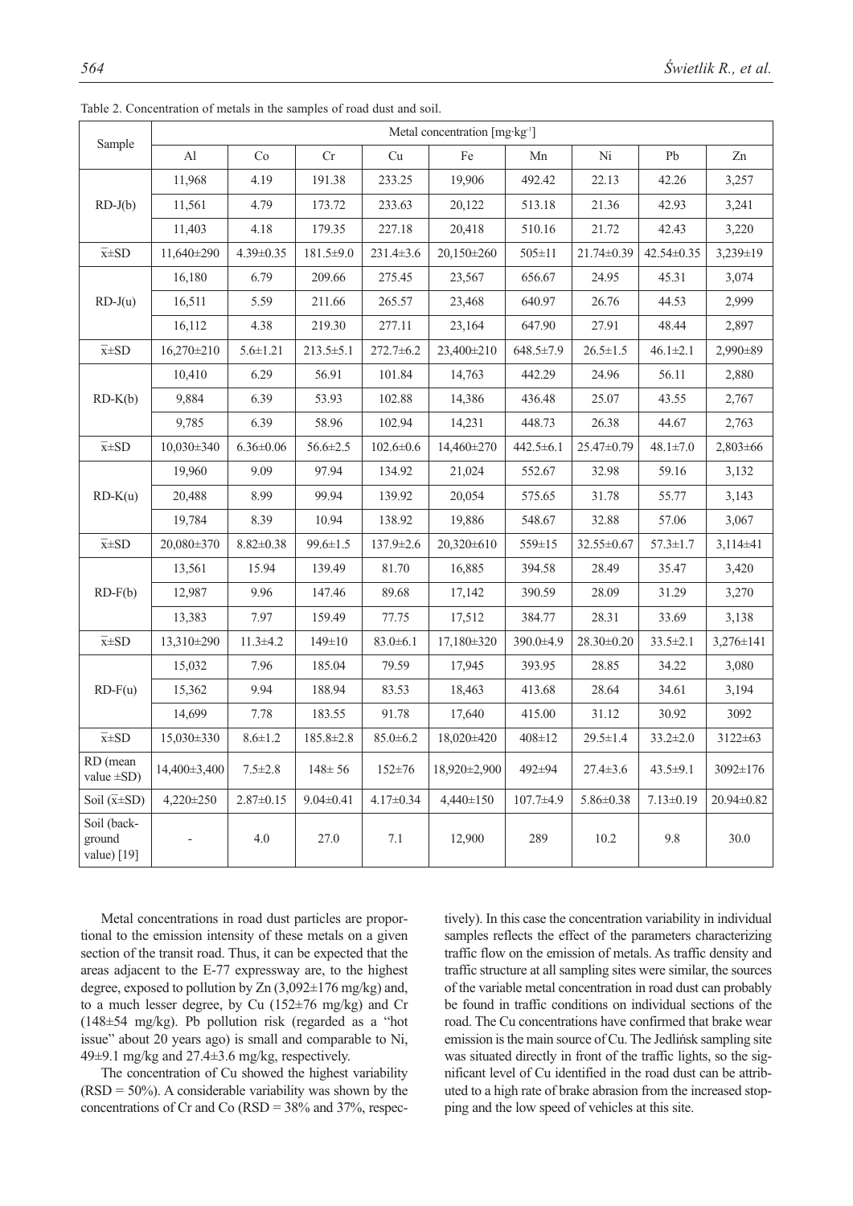Table 2. Concentration of metals in the samples of road dust and soil.

| Sample | Metal concentration [mg·kg⁻¹] | | | | | | | | |
|---|---|---|---|---|---|---|---|---|---|
| | Al | Co | Cr | Cu | Fe | Mn | Ni | Pb | Zn |
| RD-J(b) | 11,968 | 4.19 | 191.38 | 233.25 | 19,906 | 492.42 | 22.13 | 42.26 | 3,257 |
| | 11,561 | 4.79 | 173.72 | 233.63 | 20,122 | 513.18 | 21.36 | 42.93 | 3,241 |
| | 11,403 | 4.18 | 179.35 | 227.18 | 20,418 | 510.16 | 21.72 | 42.43 | 3,220 |
| $\bar{x}$±SD | 11,640±290 | 4.39±0.35 | 181.5±9.0 | 231.4±3.6 | 20,150±260 | 505±11 | 21.74±0.39 | 42.54±0.35 | 3,239±19 |
| RD-J(u) | 16,180 | 6.79 | 209.66 | 275.45 | 23,567 | 656.67 | 24.95 | 45.31 | 3,074 |
| | 16,511 | 5.59 | 211.66 | 265.57 | 23,468 | 640.97 | 26.76 | 44.53 | 2,999 |
| | 16,112 | 4.38 | 219.30 | 277.11 | 23,164 | 647.90 | 27.91 | 48.44 | 2,897 |
| $\bar{x}$±SD | 16,270±210 | 5.6±1.21 | 213.5±5.1 | 272.7±6.2 | 23,400±210 | 648.5±7.9 | 26.5±1.5 | 46.1±2.1 | 2,990±89 |
| RD-K(b) | 10,410 | 6.29 | 56.91 | 101.84 | 14,763 | 442.29 | 24.96 | 56.11 | 2,880 |
| | 9,884 | 6.39 | 53.93 | 102.88 | 14,386 | 436.48 | 25.07 | 43.55 | 2,767 |
| | 9,785 | 6.39 | 58.96 | 102.94 | 14,231 | 448.73 | 26.38 | 44.67 | 2,763 |
| $\bar{x}$±SD | 10,030±340 | 6.36±0.06 | 56.6±2.5 | 102.6±0.6 | 14,460±270 | 442.5±6.1 | 25.47±0.79 | 48.1±7.0 | 2,803±66 |
| RD-K(u) | 19,960 | 9.09 | 97.94 | 134.92 | 21,024 | 552.67 | 32.98 | 59.16 | 3,132 |
| | 20,488 | 8.99 | 99.94 | 139.92 | 20,054 | 575.65 | 31.78 | 55.77 | 3,143 |
| | 19,784 | 8.39 | 10.94 | 138.92 | 19,886 | 548.67 | 32.88 | 57.06 | 3,067 |
| $\bar{x}$±SD | 20,080±370 | 8.82±0.38 | 99.6±1.5 | 137.9±2.6 | 20,320±610 | 559±15 | 32.55±0.67 | 57.3±1.7 | 3,114±41 |
| RD-F(b) | 13,561 | 15.94 | 139.49 | 81.70 | 16,885 | 394.58 | 28.49 | 35.47 | 3,420 |
| | 12,987 | 9.96 | 147.46 | 89.68 | 17,142 | 390.59 | 28.09 | 31.29 | 3,270 |
| | 13,383 | 7.97 | 159.49 | 77.75 | 17,512 | 384.77 | 28.31 | 33.69 | 3,138 |
| $\bar{x}$±SD | 13,310±290 | 11.3±4.2 | 149±10 | 83.0±6.1 | 17,180±320 | 390.0±4.9 | 28.30±0.20 | 33.5±2.1 | 3,276±141 |
| RD-F(u) | 15,032 | 7.96 | 185.04 | 79.59 | 17,945 | 393.95 | 28.85 | 34.22 | 3,080 |
| | 15,362 | 9.94 | 188.94 | 83.53 | 18,463 | 413.68 | 28.64 | 34.61 | 3,194 |
| | 14,699 | 7.78 | 183.55 | 91.78 | 17,640 | 415.00 | 31.12 | 30.92 | 3092 |
| $\bar{x}$±SD | 15,030±330 | 8.6±1.2 | 185.8±2.8 | 85.0±6.2 | 18,020±420 | 408±12 | 29.5±1.4 | 33.2±2.0 | 3122±63 |
| RD (mean value ±SD) | 14,400±3,400 | 7.5±2.8 | 148± 56 | 152±76 | 18,920±2,900 | 492±94 | 27.4±3.6 | 43.5±9.1 | 3092±176 |
| Soil ($\bar{x}$±SD) | 4,220±250 | 2.87±0.15 | 9.04±0.41 | 4.17±0.34 | 4,440±150 | 107.7±4.9 | 5.86±0.38 | 7.13±0.19 | 20.94±0.82 |
| Soil (background value) [19] | - | 4.0 | 27.0 | 7.1 | 12,900 | 289 | 10.2 | 9.8 | 30.0 |

Metal concentrations in road dust particles are proportional to the emission intensity of these metals on a given section of the transit road. Thus, it can be expected that the areas adjacent to the E-77 expressway are, to the highest degree, exposed to pollution by Zn (3,092±176 mg/kg) and, to a much lesser degree, by Cu (152±76 mg/kg) and Cr (148±54 mg/kg). Pb pollution risk (regarded as a "hot issue" about 20 years ago) is small and comparable to Ni, 49±9.1 mg/kg and 27.4±3.6 mg/kg, respectively.

The concentration of Cu showed the highest variability (RSD = 50%). A considerable variability was shown by the concentrations of Cr and Co (RSD = 38% and 37%, respectively). In this case the concentration variability in individual samples reflects the effect of the parameters characterizing traffic flow on the emission of metals. As traffic density and traffic structure at all sampling sites were similar, the sources of the variable metal concentration in road dust can probably be found in traffic conditions on individual sections of the road. The Cu concentrations have confirmed that brake wear emission is the main source of Cu. The Jedlińsk sampling site was situated directly in front of the traffic lights, so the significant level of Cu identified in the road dust can be attributed to a high rate of brake abrasion from the increased stopping and the low speed of vehicles at this site.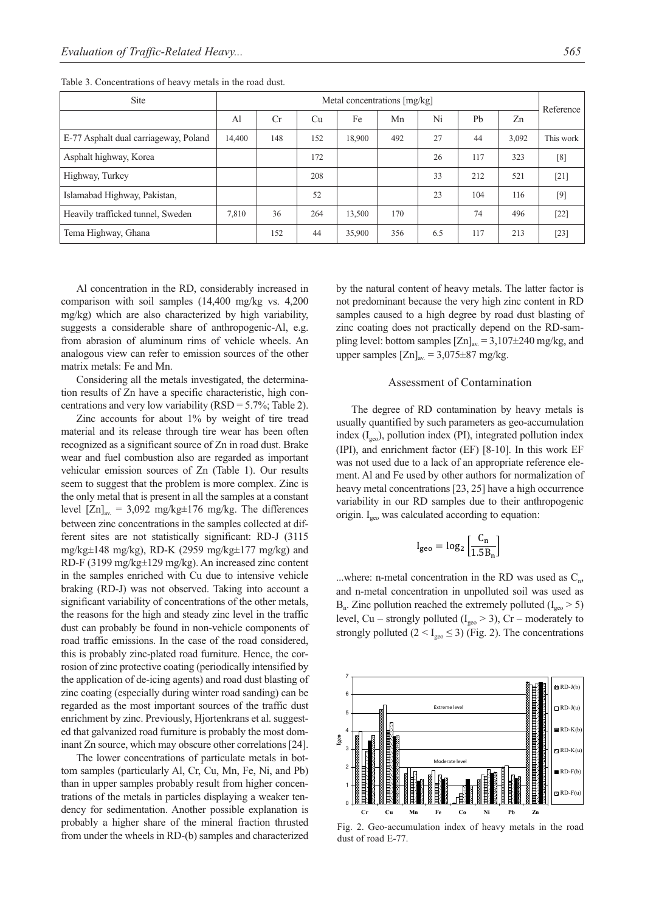Table 3. Concentrations of heavy metals in the road dust.

| Site | Metal concentrations [mg/kg] | | | | | | | | Reference |
|---|---|---|---|---|---|---|---|---|---|
| | Al | Cr | Cu | Fe | Mn | Ni | Pb | Zn | |
| E-77 Asphalt dual carriageway, Poland | 14,400 | 148 | 152 | 18,900 | 492 | 27 | 44 | 3,092 | This work |
| Asphalt highway, Korea | | | 172 | | | 26 | 117 | 323 | [8] |
| Highway, Turkey | | | 208 | | | 33 | 212 | 521 | [21] |
| Islamabad Highway, Pakistan, | | | 52 | | | 23 | 104 | 116 | [9] |
| Heavily trafficked tunnel, Sweden | 7,810 | 36 | 264 | 13,500 | 170 | | 74 | 496 | [22] |
| Tema Highway, Ghana | | 152 | 44 | 35,900 | 356 | 6.5 | 117 | 213 | [23] |

Al concentration in the RD, considerably increased in comparison with soil samples (14,400 mg/kg vs. 4,200 mg/kg) which are also characterized by high variability, suggests a considerable share of anthropogenic-Al, e.g. from abrasion of aluminum rims of vehicle wheels. An analogous view can refer to emission sources of the other matrix metals: Fe and Mn.

Considering all the metals investigated, the determination results of Zn have a specific characteristic, high concentrations and very low variability (RSD = 5.7%; Table 2).

Zinc accounts for about 1% by weight of tire tread material and its release through tire wear has been often recognized as a significant source of Zn in road dust. Brake wear and fuel combustion also are regarded as important vehicular emission sources of Zn (Table 1). Our results seem to suggest that the problem is more complex. Zinc is the only metal that is present in all the samples at a constant level $[Zn]_{av.}$ = 3,092 mg/kg±176 mg/kg. The differences between zinc concentrations in the samples collected at different sites are not statistically significant: RD-J (3115 mg/kg±148 mg/kg), RD-K (2959 mg/kg±177 mg/kg) and RD-F (3199 mg/kg±129 mg/kg). An increased zinc content in the samples enriched with Cu due to intensive vehicle braking (RD-J) was not observed. Taking into account a significant variability of concentrations of the other metals, the reasons for the high and steady zinc level in the traffic dust can probably be found in non-vehicle components of road traffic emissions. In the case of the road considered, this is probably zinc-plated road furniture. Hence, the corrosion of zinc protective coating (periodically intensified by the application of de-icing agents) and road dust blasting of zinc coating (especially during winter road sanding) can be regarded as the most important sources of the traffic dust enrichment by zinc. Previously, Hjortenkrans et al. suggested that galvanized road furniture is probably the most dominant Zn source, which may obscure other correlations [24].

The lower concentrations of particulate metals in bottom samples (particularly Al, Cr, Cu, Mn, Fe, Ni, and Pb) than in upper samples probably result from higher concentrations of the metals in particles displaying a weaker tendency for sedimentation. Another possible explanation is probably a higher share of the mineral fraction thrusted from under the wheels in RD-(b) samples and characterized by the natural content of heavy metals. The latter factor is not predominant because the very high zinc content in RD samples caused to a high degree by road dust blasting of zinc coating does not practically depend on the RD-sampling level: bottom samples $[Zn]_{av.}$ = 3,107±240 mg/kg, and upper samples $[Zn]_{av.}$ = 3,075±87 mg/kg.

## Assessment of Contamination

The degree of RD contamination by heavy metals is usually quantified by such parameters as geo-accumulation index ($I_{geo}$), pollution index (PI), integrated pollution index (IPI), and enrichment factor (EF) [8-10]. In this work EF was not used due to a lack of an appropriate reference element. Al and Fe used by other authors for normalization of heavy metal concentrations [23, 25] have a high occurrence variability in our RD samples due to their anthropogenic origin. $I_{geo}$ was calculated according to equation:

$$I_{geo} = \log_2\left[\frac{C_n}{1.5B_n}\right]$$

...where: n-metal concentration in the RD was used as $C_n$, and n-metal concentration in unpolluted soil was used as $B_n$. Zinc pollution reached the extremely polluted ($I_{geo} > 5$) level, Cu – strongly polluted ($I_{geo} > 3$), Cr – moderately to strongly polluted ($2 < I_{geo} \leq 3$) (Fig. 2). The concentrations

Fig. 2. Geo-accumulation index of heavy metals in the road dust of road E-77.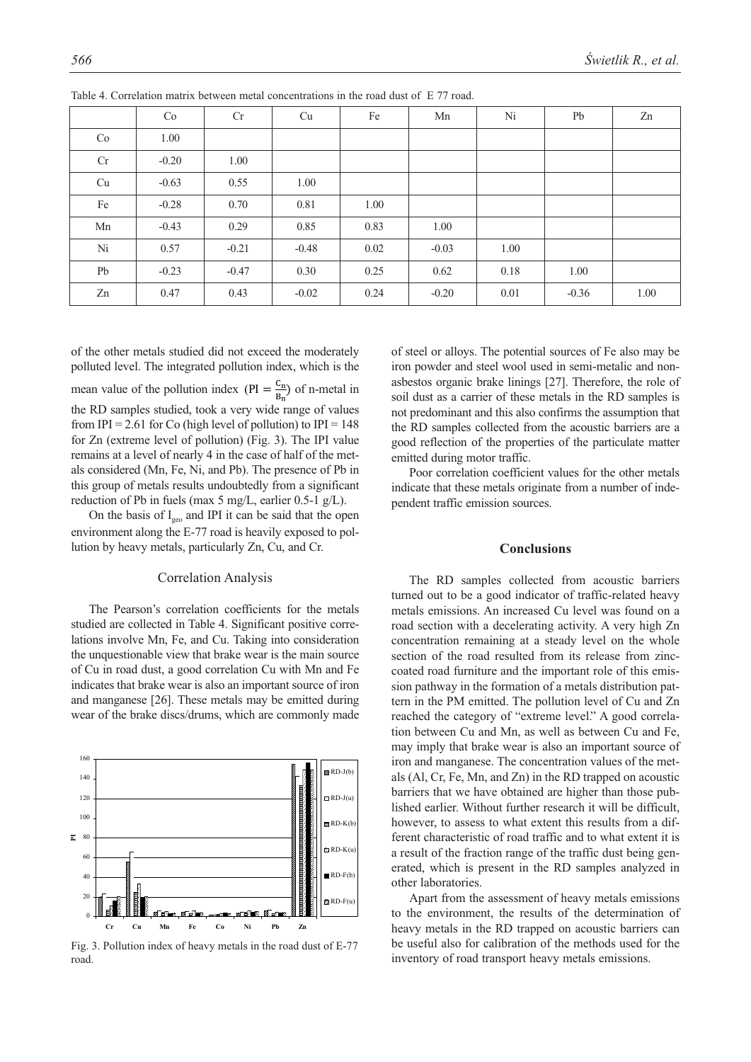Table 4. Correlation matrix between metal concentrations in the road dust of E 77 road.

| | Co | Cr | Cu | Fe | Mn | Ni | Pb | Zn |
|---|---|---|---|---|---|---|---|---|
| Co | 1.00 | | | | | | | |
| Cr | -0.20 | 1.00 | | | | | | |
| Cu | -0.63 | 0.55 | 1.00 | | | | | |
| Fe | -0.28 | 0.70 | 0.81 | 1.00 | | | | |
| Mn | -0.43 | 0.29 | 0.85 | 0.83 | 1.00 | | | |
| Ni | 0.57 | -0.21 | -0.48 | 0.02 | -0.03 | 1.00 | | |
| Pb | -0.23 | -0.47 | 0.30 | 0.25 | 0.62 | 0.18 | 1.00 | |
| Zn | 0.47 | 0.43 | -0.02 | 0.24 | -0.20 | 0.01 | -0.36 | 1.00 |

of the other metals studied did not exceed the moderately polluted level. The integrated pollution index, which is the mean value of the pollution index ($PI = \frac{C_n}{B_n}$) of n-metal in the RD samples studied, took a very wide range of values from IPI = 2.61 for Co (high level of pollution) to IPI = 148 for Zn (extreme level of pollution) (Fig. 3). The IPI value remains at a level of nearly 4 in the case of half of the metals considered (Mn, Fe, Ni, and Pb). The presence of Pb in this group of metals results undoubtedly from a significant reduction of Pb in fuels (max 5 mg/L, earlier 0.5-1 g/L).

On the basis of $I_{geo}$ and IPI it can be said that the open environment along the E-77 road is heavily exposed to pollution by heavy metals, particularly Zn, Cu, and Cr.

## Correlation Analysis

The Pearson's correlation coefficients for the metals studied are collected in Table 4. Significant positive correlations involve Mn, Fe, and Cu. Taking into consideration the unquestionable view that brake wear is the main source of Cu in road dust, a good correlation Cu with Mn and Fe indicates that brake wear is also an important source of iron and manganese [26]. These metals may be emitted during wear of the brake discs/drums, which are commonly made

Fig. 3. Pollution index of heavy metals in the road dust of E-77 road.

of steel or alloys. The potential sources of Fe also may be iron powder and steel wool used in semi-metalic and non-asbestos organic brake linings [27]. Therefore, the role of soil dust as a carrier of these metals in the RD samples is not predominant and this also confirms the assumption that the RD samples collected from the acoustic barriers are a good reflection of the properties of the particulate matter emitted during motor traffic.

Poor correlation coefficient values for the other metals indicate that these metals originate from a number of independent traffic emission sources.

## Conclusions

The RD samples collected from acoustic barriers turned out to be a good indicator of traffic-related heavy metals emissions. An increased Cu level was found on a road section with a decelerating activity. A very high Zn concentration remaining at a steady level on the whole section of the road resulted from its release from zinc-coated road furniture and the important role of this emission pathway in the formation of a metals distribution pattern in the PM emitted. The pollution level of Cu and Zn reached the category of "extreme level." A good correlation between Cu and Mn, as well as between Cu and Fe, may imply that brake wear is also an important source of iron and manganese. The concentration values of the metals (Al, Cr, Fe, Mn, and Zn) in the RD trapped on acoustic barriers that we have obtained are higher than those published earlier. Without further research it will be difficult, however, to assess to what extent this results from a different characteristic of road traffic and to what extent it is a result of the fraction range of the traffic dust being generated, which is present in the RD samples analyzed in other laboratories.

Apart from the assessment of heavy metals emissions to the environment, the results of the determination of heavy metals in the RD trapped on acoustic barriers can be useful also for calibration of the methods used for the inventory of road transport heavy metals emissions.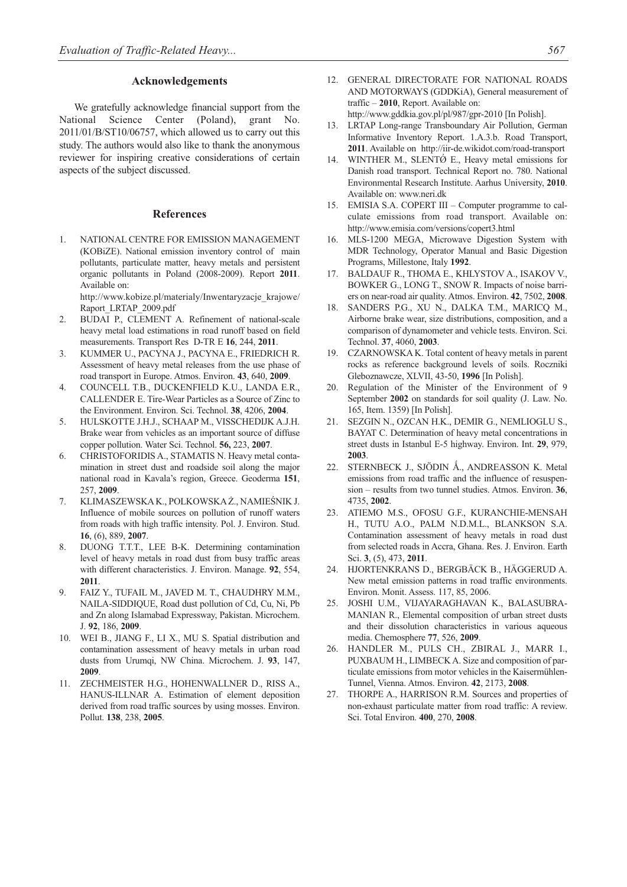## Acknowledgements

We gratefully acknowledge financial support from the National Science Center (Poland), grant No. 2011/01/B/ST10/06757, which allowed us to carry out this study. The authors would also like to thank the anonymous reviewer for inspiring creative considerations of certain aspects of the subject discussed.

## References

1. NATIONAL CENTRE FOR EMISSION MANAGEMENT (KOBiZE). National emission inventory control of main pollutants, particulate matter, heavy metals and persistent organic pollutants in Poland (2008-2009). Report **2011**. Available on: http://www.kobize.pl/materialy/Inwentaryzacje_krajowe/Raport_LRTAP_2009.pdf
2. BUDAI P., CLEMENT A. Refinement of national-scale heavy metal load estimations in road runoff based on field measurements. Transport Res D-TR E **16**, 244, **2011**.
3. KUMMER U., PACYNA J., PACYNA E., FRIEDRICH R. Assessment of heavy metal releases from the use phase of road transport in Europe. Atmos. Environ. **43**, 640, **2009**.
4. COUNCELL T.B., DUCKENFIELD K.U., LANDA E.R., CALLENDER E. Tire-Wear Particles as a Source of Zinc to the Environment. Environ. Sci. Technol. **38**, 4206, **2004**.
5. HULSKOTTE J.H.J., SCHAAP M., VISSCHEDIJK A.J.H. Brake wear from vehicles as an important source of diffuse copper pollution. Water Sci. Technol. **56,** 223, **2007**.
6. CHRISTOFORIDIS A., STAMATIS N. Heavy metal contamination in street dust and roadside soil along the major national road in Kavala's region, Greece. Geoderma **151**, 257, **2009**.
7. KLIMASZEWSKA K., POLKOWSKA Ż., NAMIEŚNIK J. Influence of mobile sources on pollution of runoff waters from roads with high traffic intensity. Pol. J. Environ. Stud. **16**, (6), 889, **2007**.
8. DUONG T.T.T., LEE B-K. Determining contamination level of heavy metals in road dust from busy traffic areas with different characteristics. J. Environ. Manage. **92**, 554, **2011**.
9. FAIZ Y., TUFAIL M., JAVED M. T., CHAUDHRY M.M., NAILA-SIDDIQUE, Road dust pollution of Cd, Cu, Ni, Pb and Zn along Islamabad Expressway, Pakistan. Microchem. J. **92**, 186, **2009**.
10. WEI B., JIANG F., LI X., MU S. Spatial distribution and contamination assessment of heavy metals in urban road dusts from Urumqi, NW China. Microchem. J. **93**, 147, **2009**.
11. ZECHMEISTER H.G., HOHENWALLNER D., RISS A., HANUS-ILLNAR A. Estimation of element deposition derived from road traffic sources by using mosses. Environ. Pollut. **138**, 238, **2005**.
12. GENERAL DIRECTORATE FOR NATIONAL ROADS AND MOTORWAYS (GDDKiA), General measurement of traffic – **2010**, Report. Available on: http://www.gddkia.gov.pl/pl/987/gpr-2010 [In Polish].
13. LRTAP Long-range Transboundary Air Pollution, German Informative Inventory Report. 1.A.3.b. Road Transport, **2011**. Available on http://iir-de.wikidot.com/road-transport
14. WINTHER M., SLENTØ E., Heavy metal emissions for Danish road transport. Technical Report no. 780. National Environmental Research Institute. Aarhus University, **2010**. Available on: www.neri.dk
15. EMISIA S.A. COPERT III – Computer programme to calculate emissions from road transport. Available on: http://www.emisia.com/versions/copert3.html
16. MLS-1200 MEGA, Microwave Digestion System with MDR Technology, Operator Manual and Basic Digestion Programs, Millestone, Italy **1992**.
17. BALDAUF R., THOMA E., KHLYSTOV A., ISAKOV V., BOWKER G., LONG T., SNOW R. Impacts of noise barriers on near-road air quality. Atmos. Environ. **42**, 7502, **2008**.
18. SANDERS P.G., XU N., DALKA T.M., MARICQ M., Airborne brake wear, size distributions, composition, and a comparison of dynamometer and vehicle tests. Environ. Sci. Technol. **37**, 4060, **2003**.
19. CZARNOWSKA K. Total content of heavy metals in parent rocks as reference background levels of soils. Roczniki Gleboznawcze, XLVII, 43-50, **1996** [In Polish].
20. Regulation of the Minister of the Environment of 9 September **2002** on standards for soil quality (J. Law. No. 165, Item. 1359) [In Polish].
21. SEZGIN N., OZCAN H.K., DEMIR G., NEMLIOGLU S., BAYAT C. Determination of heavy metal concentrations in street dusts in Istanbul E-5 highway. Environ. Int. **29**, 979, **2003**.
22. STERNBECK J., SJÖDIN Å., ANDREASSON K. Metal emissions from road traffic and the influence of resuspension – results from two tunnel studies. Atmos. Environ. **36**, 4735, **2002**.
23. ATIEMO M.S., OFOSU G.F., KURANCHIE-MENSAH H., TUTU A.O., PALM N.D.M.L., BLANKSON S.A. Contamination assessment of heavy metals in road dust from selected roads in Accra, Ghana. Res. J. Environ. Earth Sci. **3**, (5), 473, **2011**.
24. HJORTENKRANS D., BERGBÄCK B., HÄGGERUD A. New metal emission patterns in road traffic environments. Environ. Monit. Assess. 117, 85, 2006.
25. JOSHI U.M., VIJAYARAGHAVAN K., BALASUBRAMANIAN R., Elemental composition of urban street dusts and their dissolution characteristics in various aqueous media. Chemosphere **77**, 526, **2009**.
26. HANDLER M., PULS CH., ZBIRAL J., MARR I., PUXBAUM H., LIMBECK A. Size and composition of particulate emissions from motor vehicles in the Kaisermühlen-Tunnel, Vienna. Atmos. Environ. **42**, 2173, **2008**.
27. THORPE A., HARRISON R.M. Sources and properties of non-exhaust particulate matter from road traffic: A review. Sci. Total Environ. **400**, 270, **2008**.